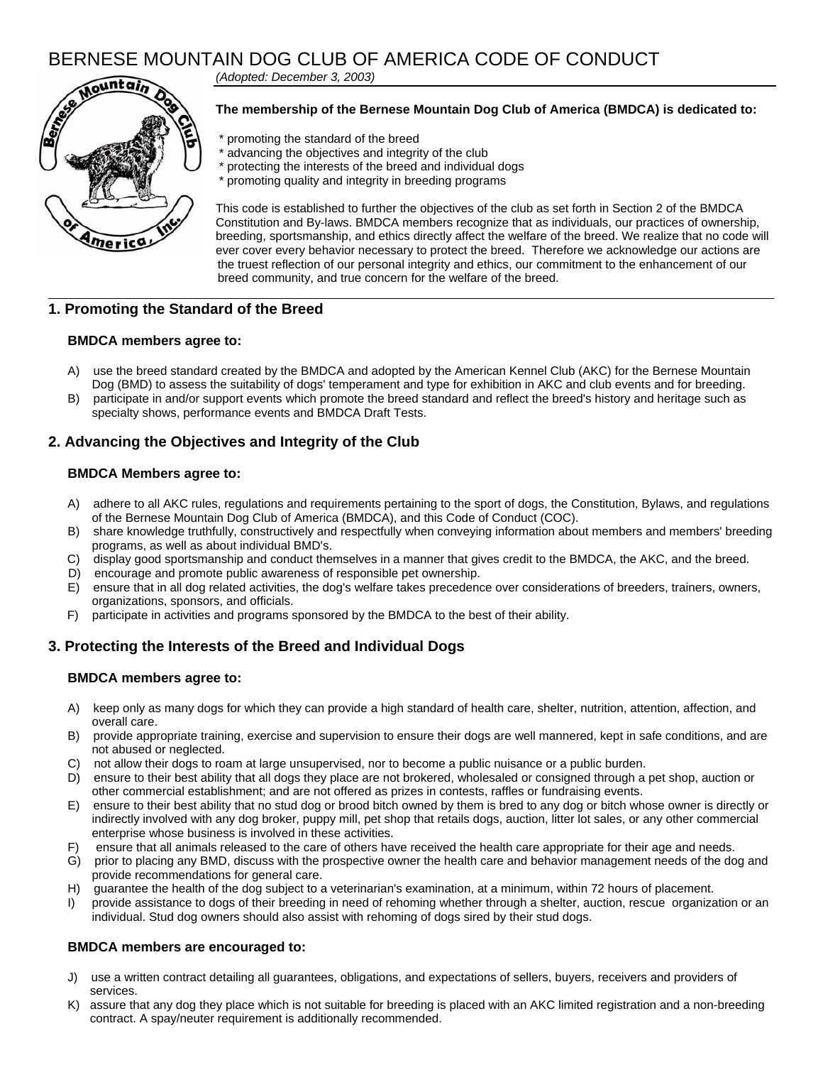# BERNESE MOUNTAIN DOG CLUB OF AMERICA CODE OF CONDUCT

*(Adopted: December 3, 2003)*

**The membership of the Bernese Mountain Dog Club of America (BMDCA) is dedicated to:**

* promoting the standard of the breed
* advancing the objectives and integrity of the club
* protecting the interests of the breed and individual dogs
* promoting quality and integrity in breeding programs

This code is established to further the objectives of the club as set forth in Section 2 of the BMDCA Constitution and By-laws. BMDCA members recognize that as individuals, our practices of ownership, breeding, sportsmanship, and ethics directly affect the welfare of the breed. We realize that no code will ever cover every behavior necessary to protect the breed. Therefore we acknowledge our actions are the truest reflection of our personal integrity and ethics, our commitment to the enhancement of our breed community, and true concern for the welfare of the breed.

## 1. Promoting the Standard of the Breed

**BMDCA members agree to:**

A) use the breed standard created by the BMDCA and adopted by the American Kennel Club (AKC) for the Bernese Mountain Dog (BMD) to assess the suitability of dogs' temperament and type for exhibition in AKC and club events and for breeding.

B) participate in and/or support events which promote the breed standard and reflect the breed's history and heritage such as specialty shows, performance events and BMDCA Draft Tests.

## 2. Advancing the Objectives and Integrity of the Club

**BMDCA Members agree to:**

A) adhere to all AKC rules, regulations and requirements pertaining to the sport of dogs, the Constitution, Bylaws, and regulations of the Bernese Mountain Dog Club of America (BMDCA), and this Code of Conduct (COC).

B) share knowledge truthfully, constructively and respectfully when conveying information about members and members' breeding programs, as well as about individual BMD's.

C) display good sportsmanship and conduct themselves in a manner that gives credit to the BMDCA, the AKC, and the breed.

D) encourage and promote public awareness of responsible pet ownership.

E) ensure that in all dog related activities, the dog's welfare takes precedence over considerations of breeders, trainers, owners, organizations, sponsors, and officials.

F) participate in activities and programs sponsored by the BMDCA to the best of their ability.

## 3. Protecting the Interests of the Breed and Individual Dogs

**BMDCA members agree to:**

A) keep only as many dogs for which they can provide a high standard of health care, shelter, nutrition, attention, affection, and overall care.

B) provide appropriate training, exercise and supervision to ensure their dogs are well mannered, kept in safe conditions, and are not abused or neglected.

C) not allow their dogs to roam at large unsupervised, nor to become a public nuisance or a public burden.

D) ensure to their best ability that all dogs they place are not brokered, wholesaled or consigned through a pet shop, auction or other commercial establishment; and are not offered as prizes in contests, raffles or fundraising events.

E) ensure to their best ability that no stud dog or brood bitch owned by them is bred to any dog or bitch whose owner is directly or indirectly involved with any dog broker, puppy mill, pet shop that retails dogs, auction, litter lot sales, or any other commercial enterprise whose business is involved in these activities.

F) ensure that all animals released to the care of others have received the health care appropriate for their age and needs.

G) prior to placing any BMD, discuss with the prospective owner the health care and behavior management needs of the dog and provide recommendations for general care.

H) guarantee the health of the dog subject to a veterinarian's examination, at a minimum, within 72 hours of placement.

I) provide assistance to dogs of their breeding in need of rehoming whether through a shelter, auction, rescue organization or an individual. Stud dog owners should also assist with rehoming of dogs sired by their stud dogs.

**BMDCA members are encouraged to:**

J) use a written contract detailing all guarantees, obligations, and expectations of sellers, buyers, receivers and providers of services.

K) assure that any dog they place which is not suitable for breeding is placed with an AKC limited registration and a non-breeding contract. A spay/neuter requirement is additionally recommended.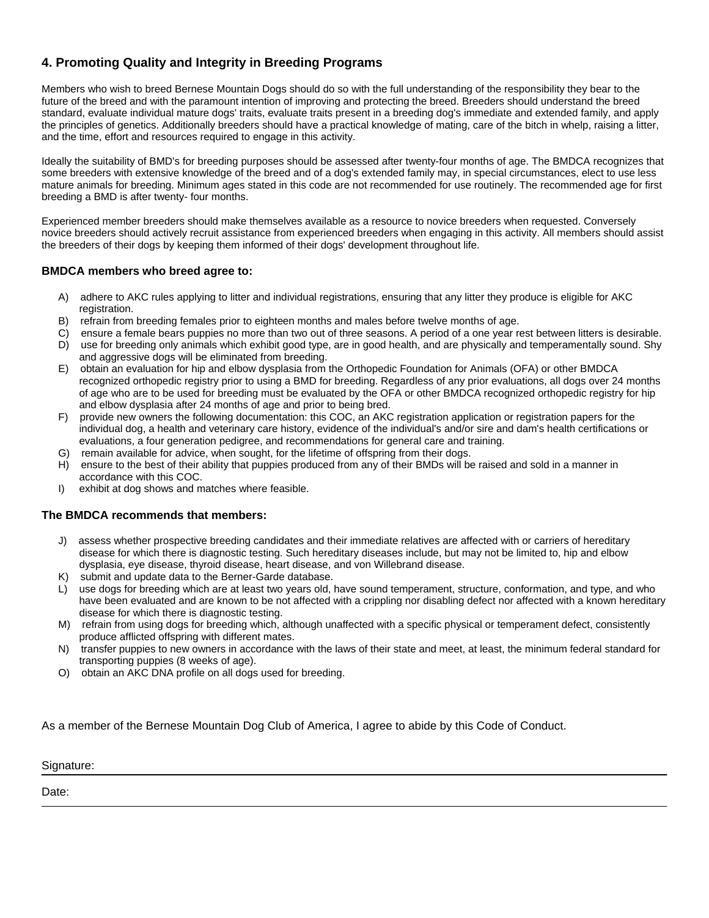## 4. Promoting Quality and Integrity in Breeding Programs

Members who wish to breed Bernese Mountain Dogs should do so with the full understanding of the responsibility they bear to the future of the breed and with the paramount intention of improving and protecting the breed. Breeders should understand the breed standard, evaluate individual mature dogs' traits, evaluate traits present in a breeding dog's immediate and extended family, and apply the principles of genetics. Additionally breeders should have a practical knowledge of mating, care of the bitch in whelp, raising a litter, and the time, effort and resources required to engage in this activity.

Ideally the suitability of BMD's for breeding purposes should be assessed after twenty-four months of age. The BMDCA recognizes that some breeders with extensive knowledge of the breed and of a dog's extended family may, in special circumstances, elect to use less mature animals for breeding. Minimum ages stated in this code are not recommended for use routinely. The recommended age for first breeding a BMD is after twenty- four months.

Experienced member breeders should make themselves available as a resource to novice breeders when requested. Conversely novice breeders should actively recruit assistance from experienced breeders when engaging in this activity. All members should assist the breeders of their dogs by keeping them informed of their dogs' development throughout life.

### BMDCA members who breed agree to:

A) adhere to AKC rules applying to litter and individual registrations, ensuring that any litter they produce is eligible for AKC registration.
B) refrain from breeding females prior to eighteen months and males before twelve months of age.
C) ensure a female bears puppies no more than two out of three seasons. A period of a one year rest between litters is desirable.
D) use for breeding only animals which exhibit good type, are in good health, and are physically and temperamentally sound. Shy and aggressive dogs will be eliminated from breeding.
E) obtain an evaluation for hip and elbow dysplasia from the Orthopedic Foundation for Animals (OFA) or other BMDCA recognized orthopedic registry prior to using a BMD for breeding. Regardless of any prior evaluations, all dogs over 24 months of age who are to be used for breeding must be evaluated by the OFA or other BMDCA recognized orthopedic registry for hip and elbow dysplasia after 24 months of age and prior to being bred.
F) provide new owners the following documentation: this COC, an AKC registration application or registration papers for the individual dog, a health and veterinary care history, evidence of the individual's and/or sire and dam's health certifications or evaluations, a four generation pedigree, and recommendations for general care and training.
G) remain available for advice, when sought, for the lifetime of offspring from their dogs.
H) ensure to the best of their ability that puppies produced from any of their BMDs will be raised and sold in a manner in accordance with this COC.
I) exhibit at dog shows and matches where feasible.

### The BMDCA recommends that members:

J) assess whether prospective breeding candidates and their immediate relatives are affected with or carriers of hereditary disease for which there is diagnostic testing. Such hereditary diseases include, but may not be limited to, hip and elbow dysplasia, eye disease, thyroid disease, heart disease, and von Willebrand disease.
K) submit and update data to the Berner-Garde database.
L) use dogs for breeding which are at least two years old, have sound temperament, structure, conformation, and type, and who have been evaluated and are known to be not affected with a crippling nor disabling defect nor affected with a known hereditary disease for which there is diagnostic testing.
M) refrain from using dogs for breeding which, although unaffected with a specific physical or temperament defect, consistently produce afflicted offspring with different mates.
N) transfer puppies to new owners in accordance with the laws of their state and meet, at least, the minimum federal standard for transporting puppies (8 weeks of age).
O) obtain an AKC DNA profile on all dogs used for breeding.

As a member of the Bernese Mountain Dog Club of America, I agree to abide by this Code of Conduct.

Signature: ______________________________

Date: ______________________________